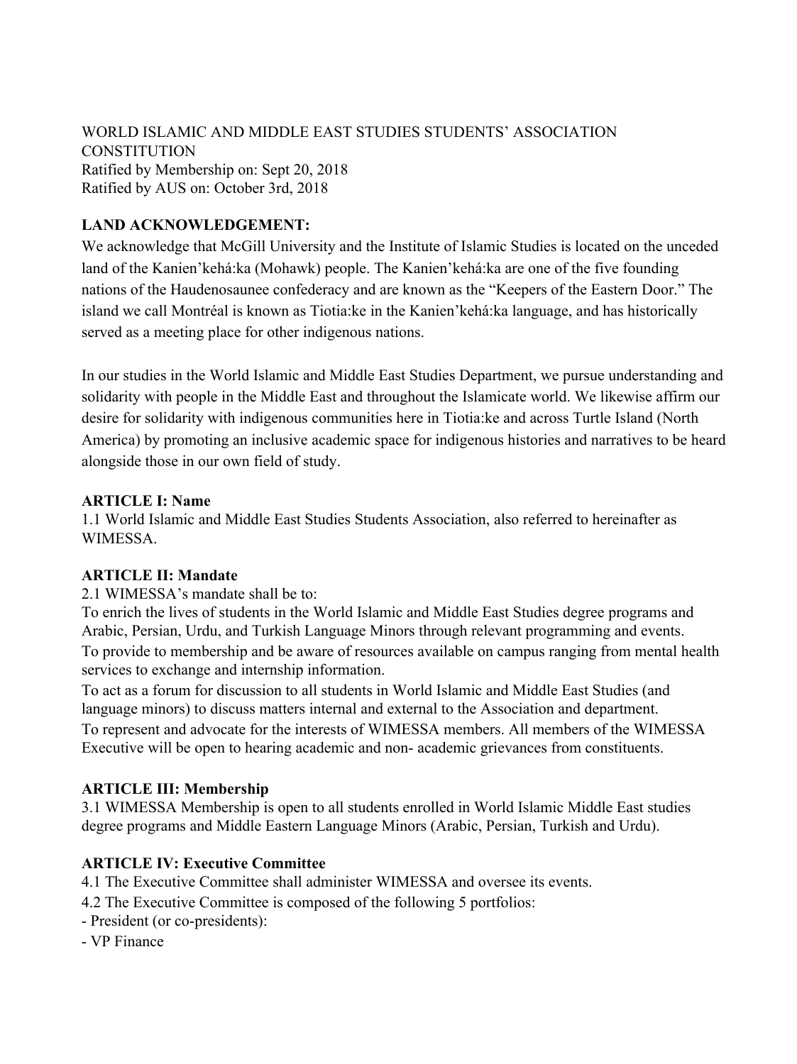WORLD ISLAMIC AND MIDDLE EAST STUDIES STUDENTS' ASSOCIATION CONSTITUTION
Ratified by Membership on: Sept 20, 2018
Ratified by AUS on: October 3rd, 2018

**LAND ACKNOWLEDGEMENT:**

We acknowledge that McGill University and the Institute of Islamic Studies is located on the unceded land of the Kanien'kehá:ka (Mohawk) people. The Kanien'kehá:ka are one of the five founding nations of the Haudenosaunee confederacy and are known as the "Keepers of the Eastern Door." The island we call Montréal is known as Tiotia:ke in the Kanien'kehá:ka language, and has historically served as a meeting place for other indigenous nations.

In our studies in the World Islamic and Middle East Studies Department, we pursue understanding and solidarity with people in the Middle East and throughout the Islamicate world. We likewise affirm our desire for solidarity with indigenous communities here in Tiotia:ke and across Turtle Island (North America) by promoting an inclusive academic space for indigenous histories and narratives to be heard alongside those in our own field of study.

**ARTICLE I: Name**

1.1 World Islamic and Middle East Studies Students Association, also referred to hereinafter as WIMESSA.

**ARTICLE II: Mandate**

2.1 WIMESSA's mandate shall be to:

To enrich the lives of students in the World Islamic and Middle East Studies degree programs and Arabic, Persian, Urdu, and Turkish Language Minors through relevant programming and events.

To provide to membership and be aware of resources available on campus ranging from mental health services to exchange and internship information.

To act as a forum for discussion to all students in World Islamic and Middle East Studies (and language minors) to discuss matters internal and external to the Association and department.

To represent and advocate for the interests of WIMESSA members. All members of the WIMESSA Executive will be open to hearing academic and non- academic grievances from constituents.

**ARTICLE III: Membership**

3.1 WIMESSA Membership is open to all students enrolled in World Islamic Middle East studies degree programs and Middle Eastern Language Minors (Arabic, Persian, Turkish and Urdu).

**ARTICLE IV: Executive Committee**

4.1 The Executive Committee shall administer WIMESSA and oversee its events.

4.2 The Executive Committee is composed of the following 5 portfolios:

- President (or co-presidents):
- VP Finance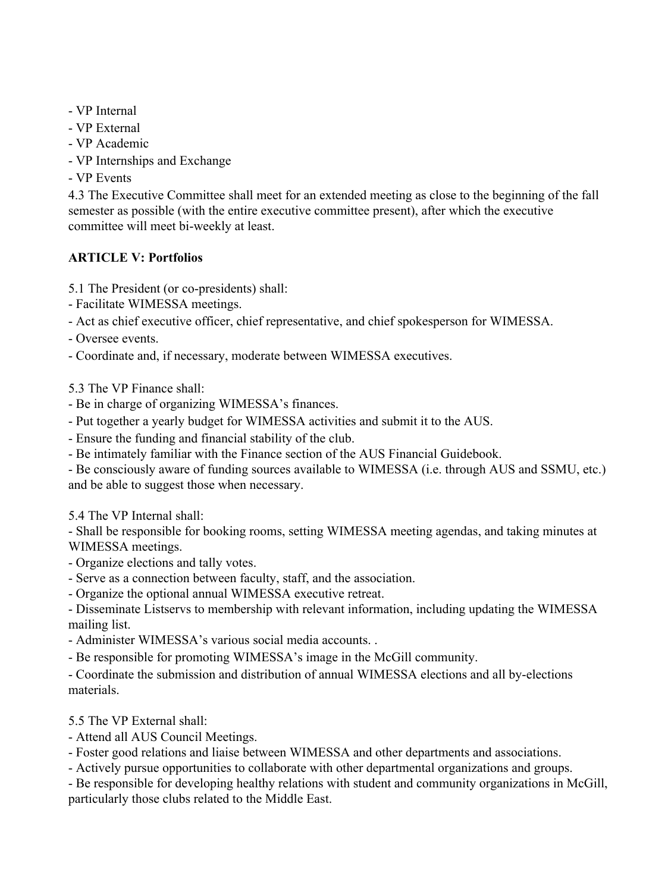- VP Internal
- VP External
- VP Academic
- VP Internships and Exchange
- VP Events

4.3 The Executive Committee shall meet for an extended meeting as close to the beginning of the fall semester as possible (with the entire executive committee present), after which the executive committee will meet bi-weekly at least.

**ARTICLE V: Portfolios**

5.1 The President (or co-presidents) shall:
- Facilitate WIMESSA meetings.
- Act as chief executive officer, chief representative, and chief spokesperson for WIMESSA.
- Oversee events.
- Coordinate and, if necessary, moderate between WIMESSA executives.

5.3 The VP Finance shall:
- Be in charge of organizing WIMESSA's finances.
- Put together a yearly budget for WIMESSA activities and submit it to the AUS.
- Ensure the funding and financial stability of the club.
- Be intimately familiar with the Finance section of the AUS Financial Guidebook.
- Be consciously aware of funding sources available to WIMESSA (i.e. through AUS and SSMU, etc.) and be able to suggest those when necessary.

5.4 The VP Internal shall:
- Shall be responsible for booking rooms, setting WIMESSA meeting agendas, and taking minutes at WIMESSA meetings.
- Organize elections and tally votes.
- Serve as a connection between faculty, staff, and the association.
- Organize the optional annual WIMESSA executive retreat.
- Disseminate Listservs to membership with relevant information, including updating the WIMESSA mailing list.
- Administer WIMESSA's various social media accounts. .
- Be responsible for promoting WIMESSA's image in the McGill community.
- Coordinate the submission and distribution of annual WIMESSA elections and all by-elections materials.

5.5 The VP External shall:
- Attend all AUS Council Meetings.
- Foster good relations and liaise between WIMESSA and other departments and associations.
- Actively pursue opportunities to collaborate with other departmental organizations and groups.
- Be responsible for developing healthy relations with student and community organizations in McGill, particularly those clubs related to the Middle East.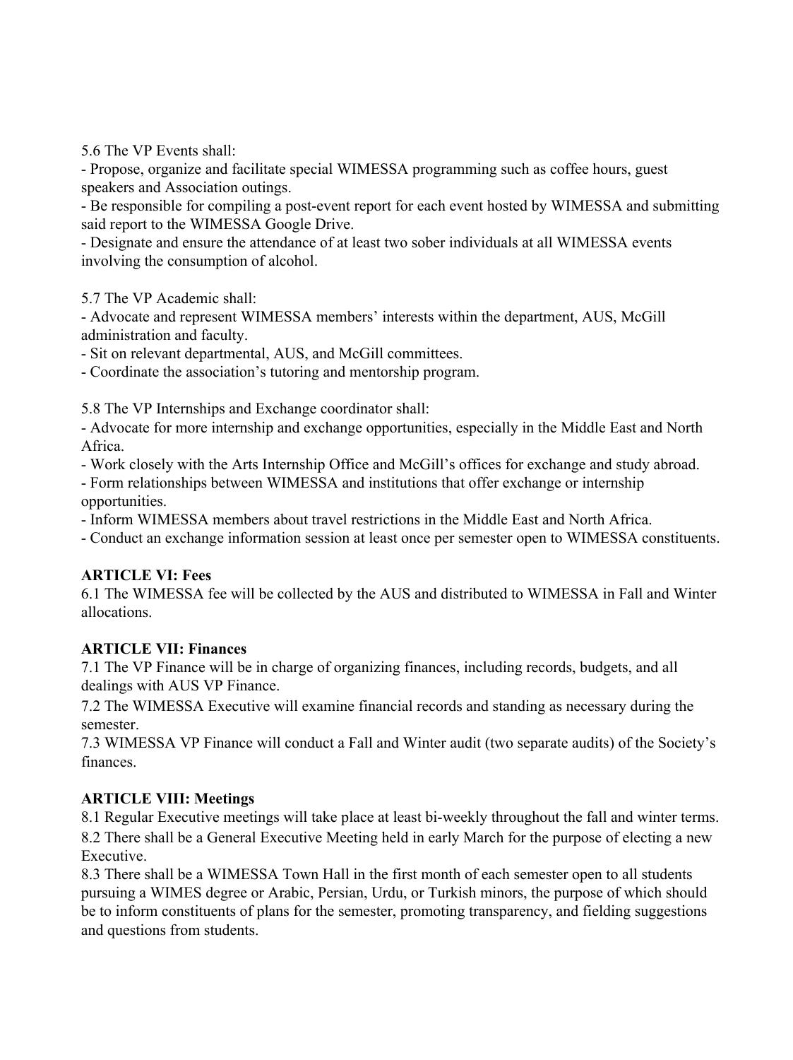5.6 The VP Events shall:
- Propose, organize and facilitate special WIMESSA programming such as coffee hours, guest speakers and Association outings.
- Be responsible for compiling a post-event report for each event hosted by WIMESSA and submitting said report to the WIMESSA Google Drive.
- Designate and ensure the attendance of at least two sober individuals at all WIMESSA events involving the consumption of alcohol.

5.7 The VP Academic shall:
- Advocate and represent WIMESSA members' interests within the department, AUS, McGill administration and faculty.
- Sit on relevant departmental, AUS, and McGill committees.
- Coordinate the association's tutoring and mentorship program.

5.8 The VP Internships and Exchange coordinator shall:
- Advocate for more internship and exchange opportunities, especially in the Middle East and North Africa.
- Work closely with the Arts Internship Office and McGill's offices for exchange and study abroad.
- Form relationships between WIMESSA and institutions that offer exchange or internship opportunities.
- Inform WIMESSA members about travel restrictions in the Middle East and North Africa.
- Conduct an exchange information session at least once per semester open to WIMESSA constituents.

**ARTICLE VI: Fees**

6.1 The WIMESSA fee will be collected by the AUS and distributed to WIMESSA in Fall and Winter allocations.

**ARTICLE VII: Finances**

7.1 The VP Finance will be in charge of organizing finances, including records, budgets, and all dealings with AUS VP Finance.

7.2 The WIMESSA Executive will examine financial records and standing as necessary during the semester.

7.3 WIMESSA VP Finance will conduct a Fall and Winter audit (two separate audits) of the Society's finances.

**ARTICLE VIII: Meetings**

8.1 Regular Executive meetings will take place at least bi-weekly throughout the fall and winter terms.

8.2 There shall be a General Executive Meeting held in early March for the purpose of electing a new Executive.

8.3 There shall be a WIMESSA Town Hall in the first month of each semester open to all students pursuing a WIMES degree or Arabic, Persian, Urdu, or Turkish minors, the purpose of which should be to inform constituents of plans for the semester, promoting transparency, and fielding suggestions and questions from students.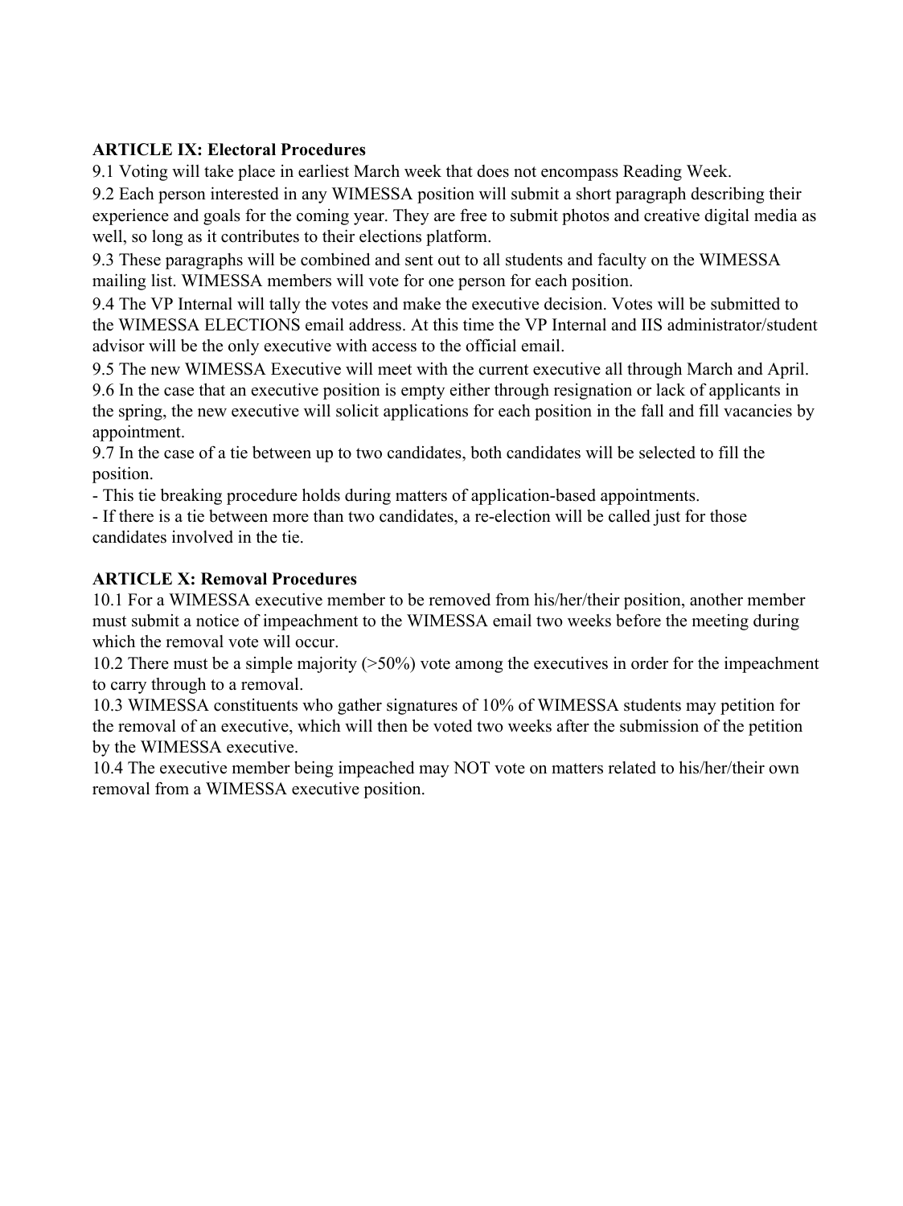**ARTICLE IX: Electoral Procedures**

9.1 Voting will take place in earliest March week that does not encompass Reading Week.

9.2 Each person interested in any WIMESSA position will submit a short paragraph describing their experience and goals for the coming year. They are free to submit photos and creative digital media as well, so long as it contributes to their elections platform.

9.3 These paragraphs will be combined and sent out to all students and faculty on the WIMESSA mailing list. WIMESSA members will vote for one person for each position.

9.4 The VP Internal will tally the votes and make the executive decision. Votes will be submitted to the WIMESSA ELECTIONS email address. At this time the VP Internal and IIS administrator/student advisor will be the only executive with access to the official email.

9.5 The new WIMESSA Executive will meet with the current executive all through March and April.

9.6 In the case that an executive position is empty either through resignation or lack of applicants in the spring, the new executive will solicit applications for each position in the fall and fill vacancies by appointment.

9.7 In the case of a tie between up to two candidates, both candidates will be selected to fill the position.

- This tie breaking procedure holds during matters of application-based appointments.
- If there is a tie between more than two candidates, a re-election will be called just for those candidates involved in the tie.

**ARTICLE X: Removal Procedures**

10.1 For a WIMESSA executive member to be removed from his/her/their position, another member must submit a notice of impeachment to the WIMESSA email two weeks before the meeting during which the removal vote will occur.

10.2 There must be a simple majority (>50%) vote among the executives in order for the impeachment to carry through to a removal.

10.3 WIMESSA constituents who gather signatures of 10% of WIMESSA students may petition for the removal of an executive, which will then be voted two weeks after the submission of the petition by the WIMESSA executive.

10.4 The executive member being impeached may NOT vote on matters related to his/her/their own removal from a WIMESSA executive position.